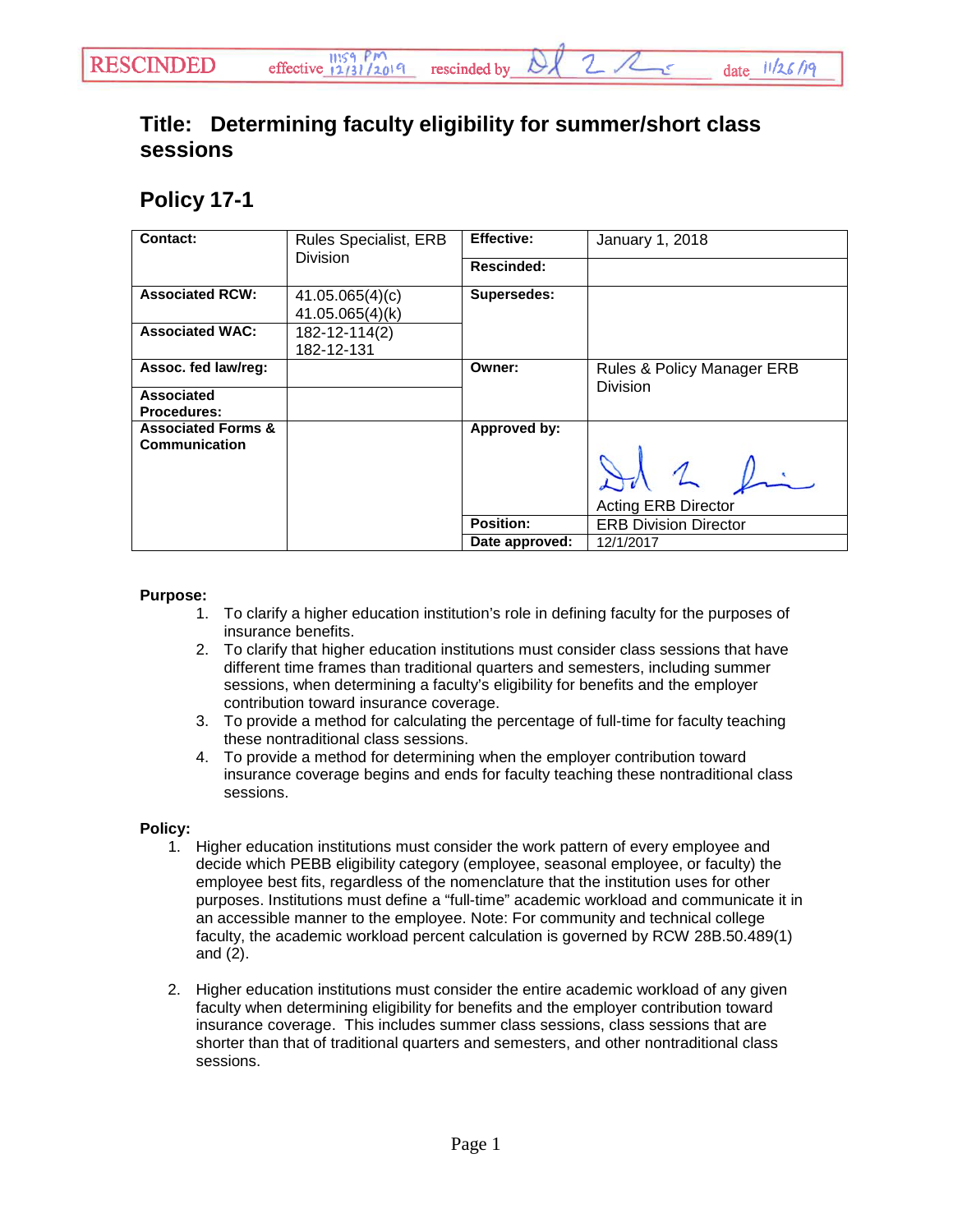RESCINDED effective 11:59 PM 12/31/2019 rescinded by [signature] date 11/26/19

# Title: Determining faculty eligibility for summer/short class sessions

## Policy 17-1

| Contact: | Rules Specialist, ERB Division | Effective: | January 1, 2018 |
|---|---|---|---|
| | | Rescinded: | |
| Associated RCW: | 41.05.065(4)(c) 41.05.065(4)(k) | Supersedes: | |
| Associated WAC: | 182-12-114(2) 182-12-131 | | |
| Assoc. fed law/reg: | | Owner: | Rules & Policy Manager ERB Division |
| Associated Procedures: | | | |
| Associated Forms & Communication | | Approved by: | [signature] Acting ERB Director |
| | | Position: | ERB Division Director |
| | | Date approved: | 12/1/2017 |

**Purpose:**

1. To clarify a higher education institution's role in defining faculty for the purposes of insurance benefits.
2. To clarify that higher education institutions must consider class sessions that have different time frames than traditional quarters and semesters, including summer sessions, when determining a faculty's eligibility for benefits and the employer contribution toward insurance coverage.
3. To provide a method for calculating the percentage of full-time for faculty teaching these nontraditional class sessions.
4. To provide a method for determining when the employer contribution toward insurance coverage begins and ends for faculty teaching these nontraditional class sessions.

**Policy:**

1. Higher education institutions must consider the work pattern of every employee and decide which PEBB eligibility category (employee, seasonal employee, or faculty) the employee best fits, regardless of the nomenclature that the institution uses for other purposes. Institutions must define a "full-time" academic workload and communicate it in an accessible manner to the employee. Note: For community and technical college faculty, the academic workload percent calculation is governed by RCW 28B.50.489(1) and (2).

2. Higher education institutions must consider the entire academic workload of any given faculty when determining eligibility for benefits and the employer contribution toward insurance coverage. This includes summer class sessions, class sessions that are shorter than that of traditional quarters and semesters, and other nontraditional class sessions.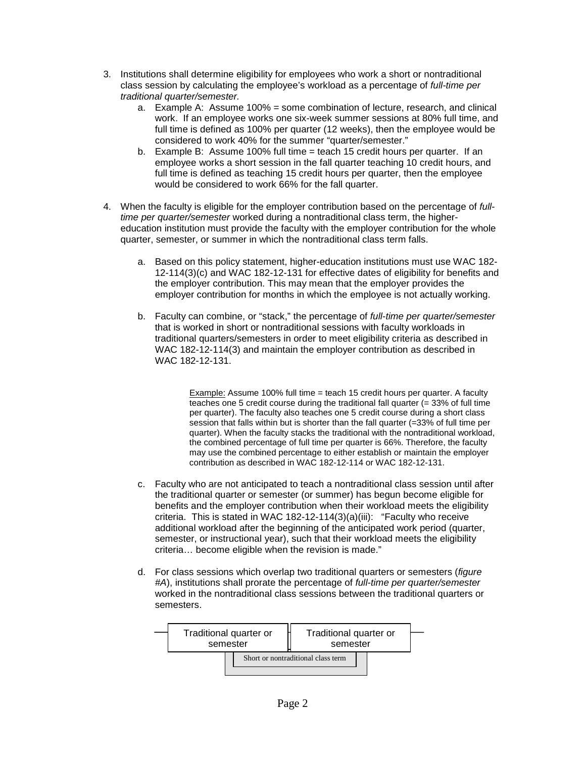3. Institutions shall determine eligibility for employees who work a short or nontraditional class session by calculating the employee's workload as a percentage of *full-time per traditional quarter/semester.*
    a. Example A: Assume 100% = some combination of lecture, research, and clinical work. If an employee works one six-week summer sessions at 80% full time, and full time is defined as 100% per quarter (12 weeks), then the employee would be considered to work 40% for the summer "quarter/semester."
    b. Example B: Assume 100% full time = teach 15 credit hours per quarter. If an employee works a short session in the fall quarter teaching 10 credit hours, and full time is defined as teaching 15 credit hours per quarter, then the employee would be considered to work 66% for the fall quarter.

4. When the faculty is eligible for the employer contribution based on the percentage of *full-time per quarter/semester* worked during a nontraditional class term, the higher-education institution must provide the faculty with the employer contribution for the whole quarter, semester, or summer in which the nontraditional class term falls.

    a. Based on this policy statement, higher-education institutions must use WAC 182-12-114(3)(c) and WAC 182-12-131 for effective dates of eligibility for benefits and the employer contribution. This may mean that the employer provides the employer contribution for months in which the employee is not actually working.

    b. Faculty can combine, or "stack," the percentage of *full-time per quarter/semester* that is worked in short or nontraditional sessions with faculty workloads in traditional quarters/semesters in order to meet eligibility criteria as described in WAC 182-12-114(3) and maintain the employer contribution as described in WAC 182-12-131.

        Example: Assume 100% full time = teach 15 credit hours per quarter. A faculty teaches one 5 credit course during the traditional fall quarter (= 33% of full time per quarter). The faculty also teaches one 5 credit course during a short class session that falls within but is shorter than the fall quarter (=33% of full time per quarter). When the faculty stacks the traditional with the nontraditional workload, the combined percentage of full time per quarter is 66%. Therefore, the faculty may use the combined percentage to either establish or maintain the employer contribution as described in WAC 182-12-114 or WAC 182-12-131.

    c. Faculty who are not anticipated to teach a nontraditional class session until after the traditional quarter or semester (or summer) has begun become eligible for benefits and the employer contribution when their workload meets the eligibility criteria. This is stated in WAC 182-12-114(3)(a)(iii): "Faculty who receive additional workload after the beginning of the anticipated work period (quarter, semester, or instructional year), such that their workload meets the eligibility criteria… become eligible when the revision is made."

    d. For class sessions which overlap two traditional quarters or semesters (*figure #A*), institutions shall prorate the percentage of *full-time per quarter/semester* worked in the nontraditional class sessions between the traditional quarters or semesters.

Traditional quarter or semester

Traditional quarter or semester

Short or nontraditional class term